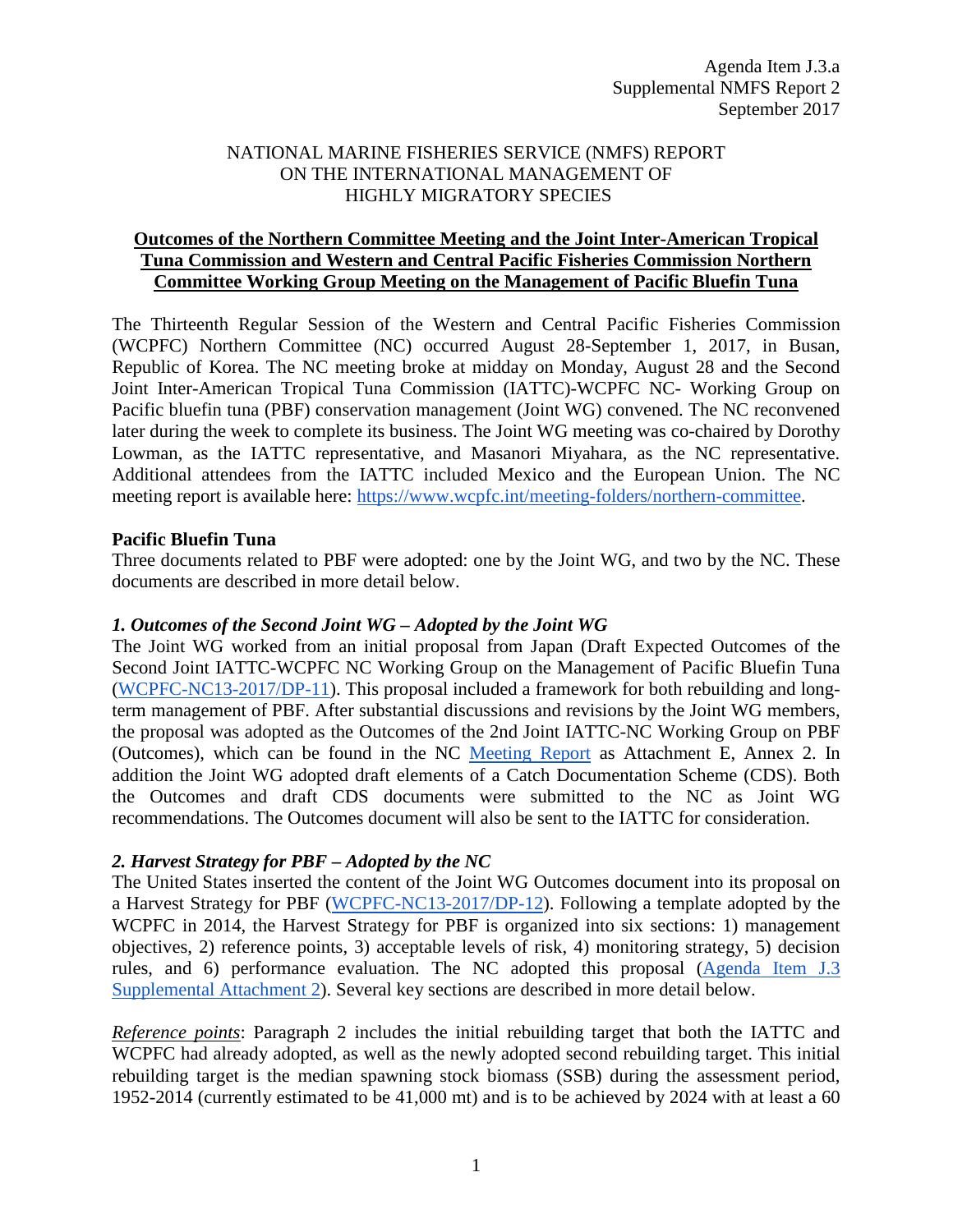Agenda Item J.3.a
Supplemental NMFS Report 2
September 2017

NATIONAL MARINE FISHERIES SERVICE (NMFS) REPORT
ON THE INTERNATIONAL MANAGEMENT OF
HIGHLY MIGRATORY SPECIES

**Outcomes of the Northern Committee Meeting and the Joint Inter-American Tropical Tuna Commission and Western and Central Pacific Fisheries Commission Northern Committee Working Group Meeting on the Management of Pacific Bluefin Tuna**

The Thirteenth Regular Session of the Western and Central Pacific Fisheries Commission (WCPFC) Northern Committee (NC) occurred August 28-September 1, 2017, in Busan, Republic of Korea. The NC meeting broke at midday on Monday, August 28 and the Second Joint Inter-American Tropical Tuna Commission (IATTC)-WCPFC NC- Working Group on Pacific bluefin tuna (PBF) conservation management (Joint WG) convened. The NC reconvened later during the week to complete its business. The Joint WG meeting was co-chaired by Dorothy Lowman, as the IATTC representative, and Masanori Miyahara, as the NC representative. Additional attendees from the IATTC included Mexico and the European Union. The NC meeting report is available here: https://www.wcpfc.int/meeting-folders/northern-committee.

**Pacific Bluefin Tuna**

Three documents related to PBF were adopted: one by the Joint WG, and two by the NC. These documents are described in more detail below.

***1. Outcomes of the Second Joint WG – Adopted by the Joint WG***

The Joint WG worked from an initial proposal from Japan (Draft Expected Outcomes of the Second Joint IATTC-WCPFC NC Working Group on the Management of Pacific Bluefin Tuna (WCPFC-NC13-2017/DP-11). This proposal included a framework for both rebuilding and long-term management of PBF. After substantial discussions and revisions by the Joint WG members, the proposal was adopted as the Outcomes of the 2nd Joint IATTC-NC Working Group on PBF (Outcomes), which can be found in the NC Meeting Report as Attachment E, Annex 2. In addition the Joint WG adopted draft elements of a Catch Documentation Scheme (CDS). Both the Outcomes and draft CDS documents were submitted to the NC as Joint WG recommendations. The Outcomes document will also be sent to the IATTC for consideration.

***2. Harvest Strategy for PBF – Adopted by the NC***

The United States inserted the content of the Joint WG Outcomes document into its proposal on a Harvest Strategy for PBF (WCPFC-NC13-2017/DP-12). Following a template adopted by the WCPFC in 2014, the Harvest Strategy for PBF is organized into six sections: 1) management objectives, 2) reference points, 3) acceptable levels of risk, 4) monitoring strategy, 5) decision rules, and 6) performance evaluation. The NC adopted this proposal (Agenda Item J.3 Supplemental Attachment 2). Several key sections are described in more detail below.

*Reference points*: Paragraph 2 includes the initial rebuilding target that both the IATTC and WCPFC had already adopted, as well as the newly adopted second rebuilding target. This initial rebuilding target is the median spawning stock biomass (SSB) during the assessment period, 1952-2014 (currently estimated to be 41,000 mt) and is to be achieved by 2024 with at least a 60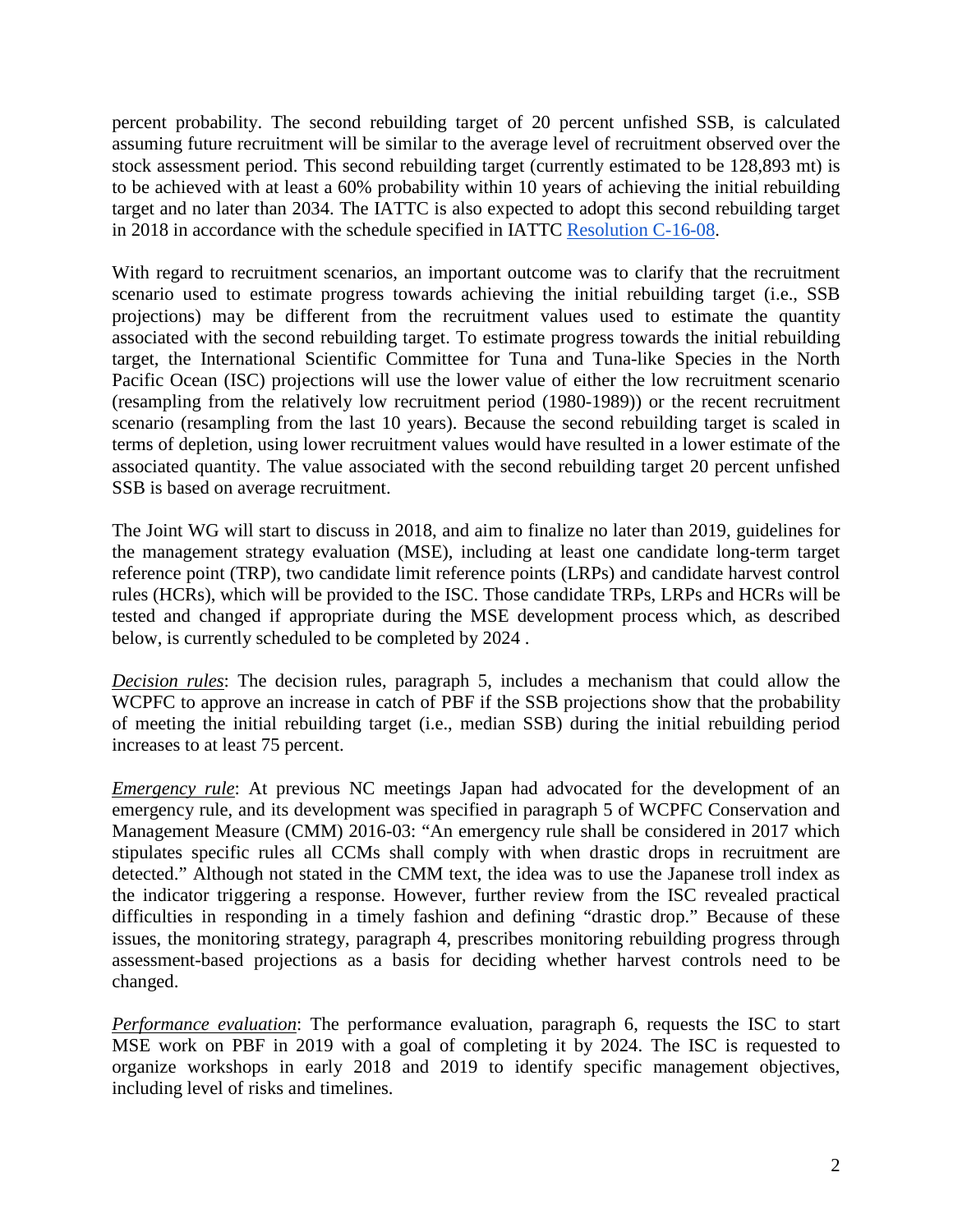percent probability. The second rebuilding target of 20 percent unfished SSB, is calculated assuming future recruitment will be similar to the average level of recruitment observed over the stock assessment period. This second rebuilding target (currently estimated to be 128,893 mt) is to be achieved with at least a 60% probability within 10 years of achieving the initial rebuilding target and no later than 2034. The IATTC is also expected to adopt this second rebuilding target in 2018 in accordance with the schedule specified in IATTC [Resolution C-16-08](Resolution C-16-08).

With regard to recruitment scenarios, an important outcome was to clarify that the recruitment scenario used to estimate progress towards achieving the initial rebuilding target (i.e., SSB projections) may be different from the recruitment values used to estimate the quantity associated with the second rebuilding target. To estimate progress towards the initial rebuilding target, the International Scientific Committee for Tuna and Tuna-like Species in the North Pacific Ocean (ISC) projections will use the lower value of either the low recruitment scenario (resampling from the relatively low recruitment period (1980-1989)) or the recent recruitment scenario (resampling from the last 10 years). Because the second rebuilding target is scaled in terms of depletion, using lower recruitment values would have resulted in a lower estimate of the associated quantity. The value associated with the second rebuilding target 20 percent unfished SSB is based on average recruitment.

The Joint WG will start to discuss in 2018, and aim to finalize no later than 2019, guidelines for the management strategy evaluation (MSE), including at least one candidate long-term target reference point (TRP), two candidate limit reference points (LRPs) and candidate harvest control rules (HCRs), which will be provided to the ISC. Those candidate TRPs, LRPs and HCRs will be tested and changed if appropriate during the MSE development process which, as described below, is currently scheduled to be completed by 2024 .

*Decision rules*: The decision rules, paragraph 5, includes a mechanism that could allow the WCPFC to approve an increase in catch of PBF if the SSB projections show that the probability of meeting the initial rebuilding target (i.e., median SSB) during the initial rebuilding period increases to at least 75 percent.

*Emergency rule*: At previous NC meetings Japan had advocated for the development of an emergency rule, and its development was specified in paragraph 5 of WCPFC Conservation and Management Measure (CMM) 2016-03: "An emergency rule shall be considered in 2017 which stipulates specific rules all CCMs shall comply with when drastic drops in recruitment are detected." Although not stated in the CMM text, the idea was to use the Japanese troll index as the indicator triggering a response. However, further review from the ISC revealed practical difficulties in responding in a timely fashion and defining "drastic drop." Because of these issues, the monitoring strategy, paragraph 4, prescribes monitoring rebuilding progress through assessment-based projections as a basis for deciding whether harvest controls need to be changed.

*Performance evaluation*: The performance evaluation, paragraph 6, requests the ISC to start MSE work on PBF in 2019 with a goal of completing it by 2024. The ISC is requested to organize workshops in early 2018 and 2019 to identify specific management objectives, including level of risks and timelines.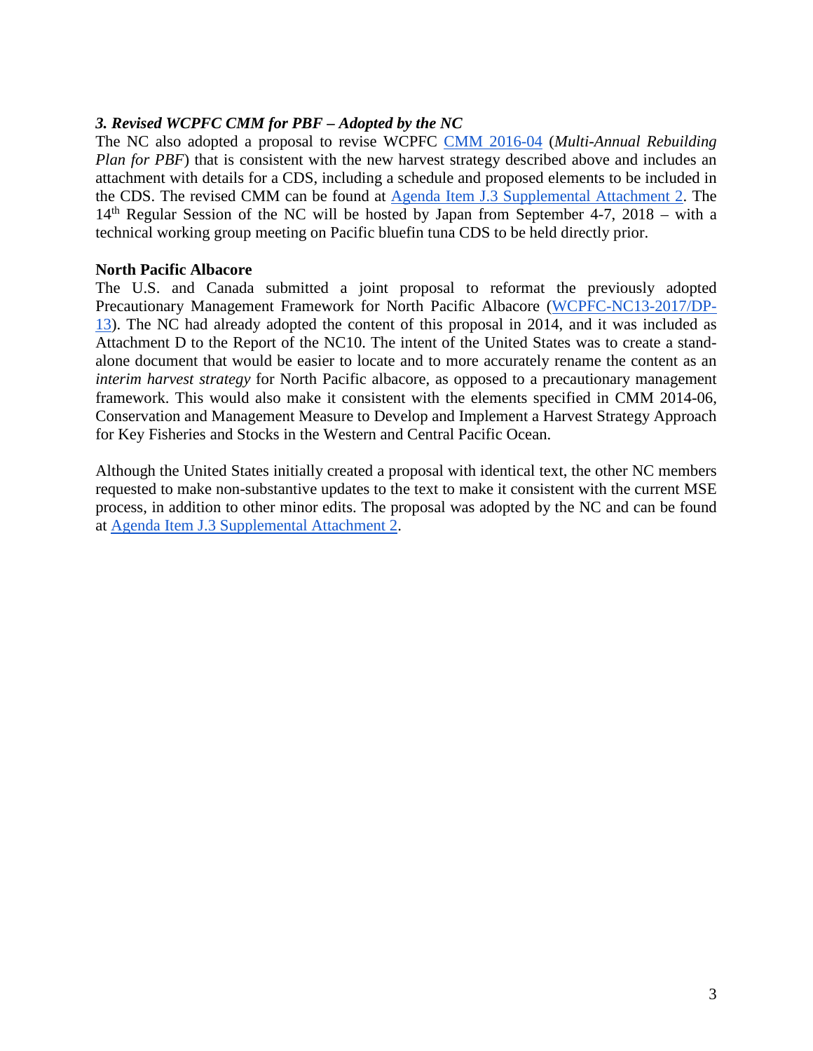### *3. Revised WCPFC CMM for PBF – Adopted by the NC*

The NC also adopted a proposal to revise WCPFC [CMM 2016-04](#) (*Multi-Annual Rebuilding Plan for PBF*) that is consistent with the new harvest strategy described above and includes an attachment with details for a CDS, including a schedule and proposed elements to be included in the CDS. The revised CMM can be found at [Agenda Item J.3 Supplemental Attachment 2](#). The 14th Regular Session of the NC will be hosted by Japan from September 4-7, 2018 – with a technical working group meeting on Pacific bluefin tuna CDS to be held directly prior.

**North Pacific Albacore**

The U.S. and Canada submitted a joint proposal to reformat the previously adopted Precautionary Management Framework for North Pacific Albacore ([WCPFC-NC13-2017/DP-13](#)). The NC had already adopted the content of this proposal in 2014, and it was included as Attachment D to the Report of the NC10. The intent of the United States was to create a stand-alone document that would be easier to locate and to more accurately rename the content as an *interim harvest strategy* for North Pacific albacore, as opposed to a precautionary management framework. This would also make it consistent with the elements specified in CMM 2014-06, Conservation and Management Measure to Develop and Implement a Harvest Strategy Approach for Key Fisheries and Stocks in the Western and Central Pacific Ocean.

Although the United States initially created a proposal with identical text, the other NC members requested to make non-substantive updates to the text to make it consistent with the current MSE process, in addition to other minor edits. The proposal was adopted by the NC and can be found at [Agenda Item J.3 Supplemental Attachment 2](#).